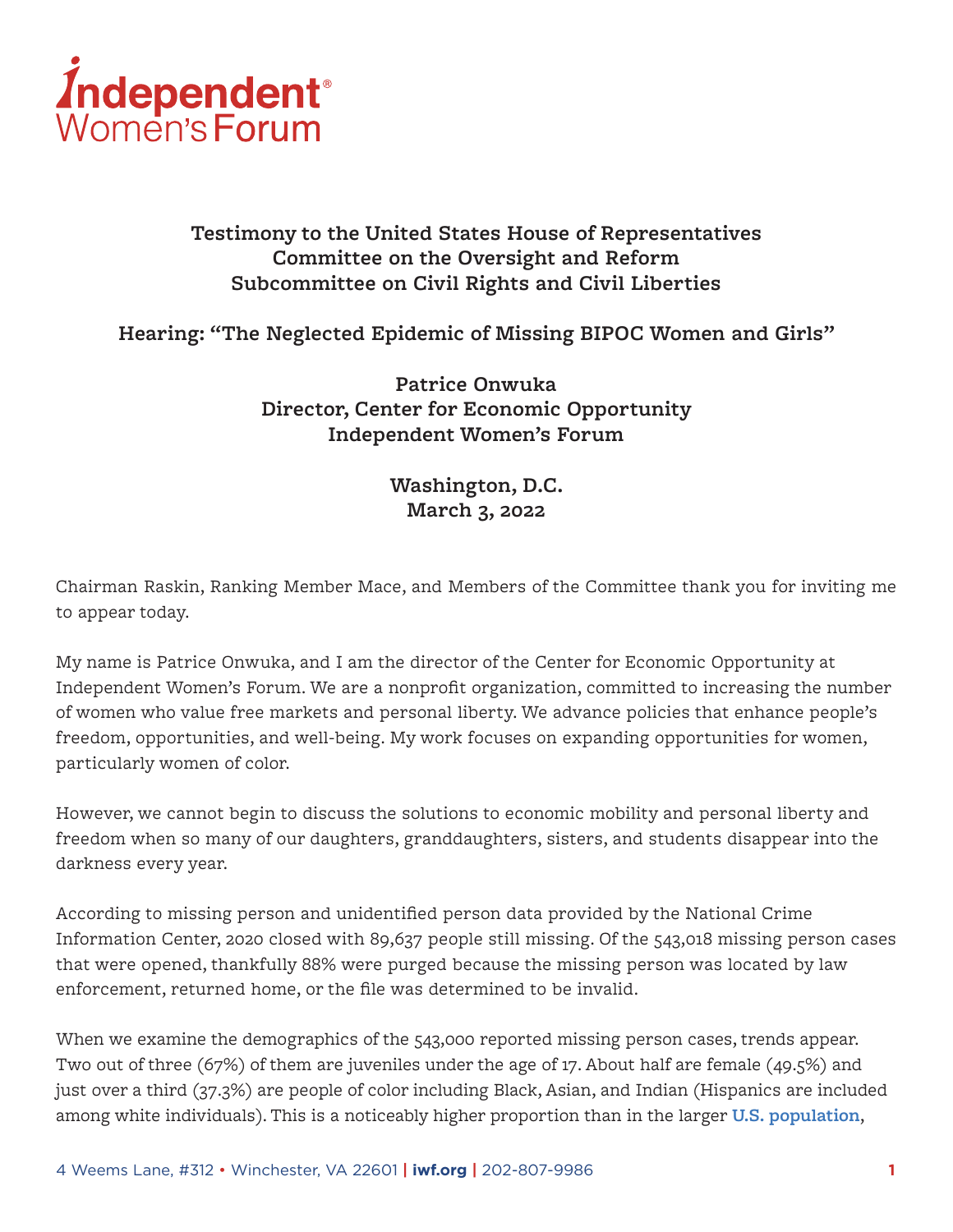# Independent Women's Forum

**Testimony to the United States House of Representatives**
**Committee on the Oversight and Reform**
**Subcommittee on Civil Rights and Civil Liberties**

**Hearing: "The Neglected Epidemic of Missing BIPOC Women and Girls"**

**Patrice Onwuka**
**Director, Center for Economic Opportunity**
**Independent Women's Forum**

**Washington, D.C.**
**March 3, 2022**

Chairman Raskin, Ranking Member Mace, and Members of the Committee thank you for inviting me to appear today.

My name is Patrice Onwuka, and I am the director of the Center for Economic Opportunity at Independent Women's Forum. We are a nonprofit organization, committed to increasing the number of women who value free markets and personal liberty. We advance policies that enhance people's freedom, opportunities, and well-being. My work focuses on expanding opportunities for women, particularly women of color.

However, we cannot begin to discuss the solutions to economic mobility and personal liberty and freedom when so many of our daughters, granddaughters, sisters, and students disappear into the darkness every year.

According to missing person and unidentified person data provided by the National Crime Information Center, 2020 closed with 89,637 people still missing. Of the 543,018 missing person cases that were opened, thankfully 88% were purged because the missing person was located by law enforcement, returned home, or the file was determined to be invalid.

When we examine the demographics of the 543,000 reported missing person cases, trends appear. Two out of three (67%) of them are juveniles under the age of 17. About half are female (49.5%) and just over a third (37.3%) are people of color including Black, Asian, and Indian (Hispanics are included among white individuals). This is a noticeably higher proportion than in the larger **U.S. population**,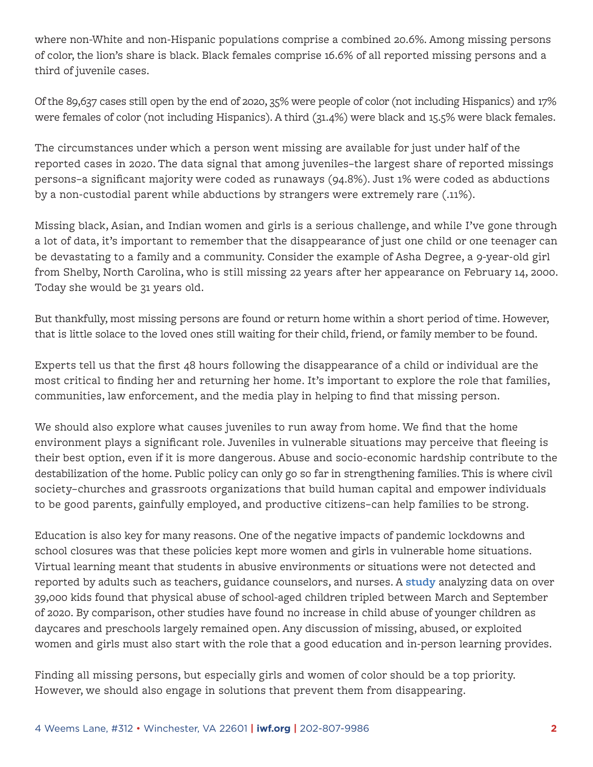where non-White and non-Hispanic populations comprise a combined 20.6%. Among missing persons of color, the lion's share is black. Black females comprise 16.6% of all reported missing persons and a third of juvenile cases.

Of the 89,637 cases still open by the end of 2020, 35% were people of color (not including Hispanics) and 17% were females of color (not including Hispanics). A third (31.4%) were black and 15.5% were black females.

The circumstances under which a person went missing are available for just under half of the reported cases in 2020. The data signal that among juveniles–the largest share of reported missings persons–a significant majority were coded as runaways (94.8%). Just 1% were coded as abductions by a non-custodial parent while abductions by strangers were extremely rare (.11%).

Missing black, Asian, and Indian women and girls is a serious challenge, and while I've gone through a lot of data, it's important to remember that the disappearance of just one child or one teenager can be devastating to a family and a community. Consider the example of Asha Degree, a 9-year-old girl from Shelby, North Carolina, who is still missing 22 years after her appearance on February 14, 2000. Today she would be 31 years old.

But thankfully, most missing persons are found or return home within a short period of time. However, that is little solace to the loved ones still waiting for their child, friend, or family member to be found.

Experts tell us that the first 48 hours following the disappearance of a child or individual are the most critical to finding her and returning her home. It's important to explore the role that families, communities, law enforcement, and the media play in helping to find that missing person.

We should also explore what causes juveniles to run away from home. We find that the home environment plays a significant role. Juveniles in vulnerable situations may perceive that fleeing is their best option, even if it is more dangerous. Abuse and socio-economic hardship contribute to the destabilization of the home. Public policy can only go so far in strengthening families. This is where civil society–churches and grassroots organizations that build human capital and empower individuals to be good parents, gainfully employed, and productive citizens–can help families to be strong.

Education is also key for many reasons. One of the negative impacts of pandemic lockdowns and school closures was that these policies kept more women and girls in vulnerable home situations. Virtual learning meant that students in abusive environments or situations were not detected and reported by adults such as teachers, guidance counselors, and nurses. A **study** analyzing data on over 39,000 kids found that physical abuse of school-aged children tripled between March and September of 2020. By comparison, other studies have found no increase in child abuse of younger children as daycares and preschools largely remained open. Any discussion of missing, abused, or exploited women and girls must also start with the role that a good education and in-person learning provides.

Finding all missing persons, but especially girls and women of color should be a top priority. However, we should also engage in solutions that prevent them from disappearing.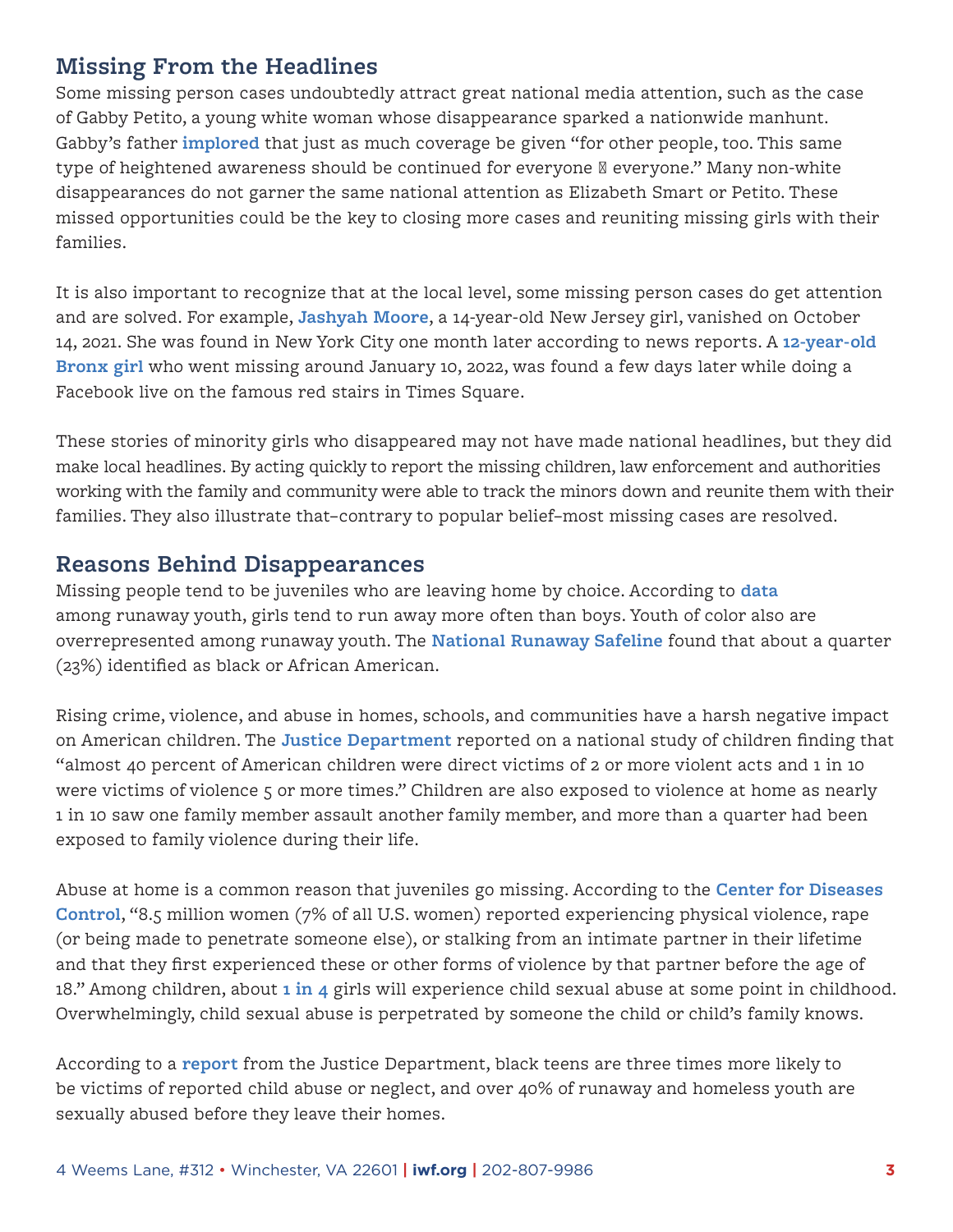## Missing From the Headlines

Some missing person cases undoubtedly attract great national media attention, such as the case of Gabby Petito, a young white woman whose disappearance sparked a nationwide manhunt. Gabby's father **implored** that just as much coverage be given "for other people, too. This same type of heightened awareness should be continued for everyone  everyone." Many non-white disappearances do not garner the same national attention as Elizabeth Smart or Petito. These missed opportunities could be the key to closing more cases and reuniting missing girls with their families.

It is also important to recognize that at the local level, some missing person cases do get attention and are solved. For example, **Jashyah Moore**, a 14-year-old New Jersey girl, vanished on October 14, 2021. She was found in New York City one month later according to news reports. A **12-year-old Bronx girl** who went missing around January 10, 2022, was found a few days later while doing a Facebook live on the famous red stairs in Times Square.

These stories of minority girls who disappeared may not have made national headlines, but they did make local headlines. By acting quickly to report the missing children, law enforcement and authorities working with the family and community were able to track the minors down and reunite them with their families. They also illustrate that–contrary to popular belief–most missing cases are resolved.

## Reasons Behind Disappearances

Missing people tend to be juveniles who are leaving home by choice. According to **data** among runaway youth, girls tend to run away more often than boys. Youth of color also are overrepresented among runaway youth. The **National Runaway Safeline** found that about a quarter (23%) identified as black or African American.

Rising crime, violence, and abuse in homes, schools, and communities have a harsh negative impact on American children. The **Justice Department** reported on a national study of children finding that "almost 40 percent of American children were direct victims of 2 or more violent acts and 1 in 10 were victims of violence 5 or more times." Children are also exposed to violence at home as nearly 1 in 10 saw one family member assault another family member, and more than a quarter had been exposed to family violence during their life.

Abuse at home is a common reason that juveniles go missing. According to the **Center for Diseases Control**, "8.5 million women (7% of all U.S. women) reported experiencing physical violence, rape (or being made to penetrate someone else), or stalking from an intimate partner in their lifetime and that they first experienced these or other forms of violence by that partner before the age of 18." Among children, about **1 in 4** girls will experience child sexual abuse at some point in childhood. Overwhelmingly, child sexual abuse is perpetrated by someone the child or child's family knows.

According to a **report** from the Justice Department, black teens are three times more likely to be victims of reported child abuse or neglect, and over 40% of runaway and homeless youth are sexually abused before they leave their homes.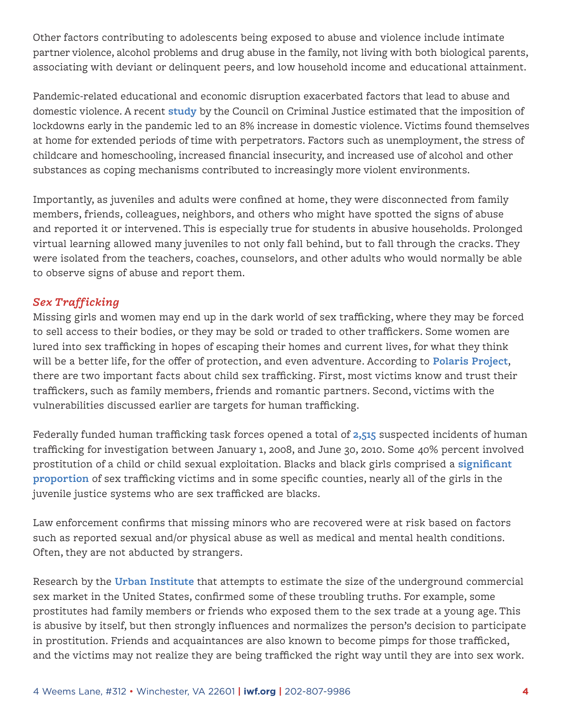Other factors contributing to adolescents being exposed to abuse and violence include intimate partner violence, alcohol problems and drug abuse in the family, not living with both biological parents, associating with deviant or delinquent peers, and low household income and educational attainment.

Pandemic-related educational and economic disruption exacerbated factors that lead to abuse and domestic violence. A recent **study** by the Council on Criminal Justice estimated that the imposition of lockdowns early in the pandemic led to an 8% increase in domestic violence. Victims found themselves at home for extended periods of time with perpetrators. Factors such as unemployment, the stress of childcare and homeschooling, increased financial insecurity, and increased use of alcohol and other substances as coping mechanisms contributed to increasingly more violent environments.

Importantly, as juveniles and adults were confined at home, they were disconnected from family members, friends, colleagues, neighbors, and others who might have spotted the signs of abuse and reported it or intervened. This is especially true for students in abusive households. Prolonged virtual learning allowed many juveniles to not only fall behind, but to fall through the cracks. They were isolated from the teachers, coaches, counselors, and other adults who would normally be able to observe signs of abuse and report them.

### *Sex Trafficking*

Missing girls and women may end up in the dark world of sex trafficking, where they may be forced to sell access to their bodies, or they may be sold or traded to other traffickers. Some women are lured into sex trafficking in hopes of escaping their homes and current lives, for what they think will be a better life, for the offer of protection, and even adventure. According to **Polaris Project**, there are two important facts about child sex trafficking. First, most victims know and trust their traffickers, such as family members, friends and romantic partners. Second, victims with the vulnerabilities discussed earlier are targets for human trafficking.

Federally funded human trafficking task forces opened a total of **2,515** suspected incidents of human trafficking for investigation between January 1, 2008, and June 30, 2010. Some 40% percent involved prostitution of a child or child sexual exploitation. Blacks and black girls comprised a **significant proportion** of sex trafficking victims and in some specific counties, nearly all of the girls in the juvenile justice systems who are sex trafficked are blacks.

Law enforcement confirms that missing minors who are recovered were at risk based on factors such as reported sexual and/or physical abuse as well as medical and mental health conditions. Often, they are not abducted by strangers.

Research by the **Urban Institute** that attempts to estimate the size of the underground commercial sex market in the United States, confirmed some of these troubling truths. For example, some prostitutes had family members or friends who exposed them to the sex trade at a young age. This is abusive by itself, but then strongly influences and normalizes the person's decision to participate in prostitution. Friends and acquaintances are also known to become pimps for those trafficked, and the victims may not realize they are being trafficked the right way until they are into sex work.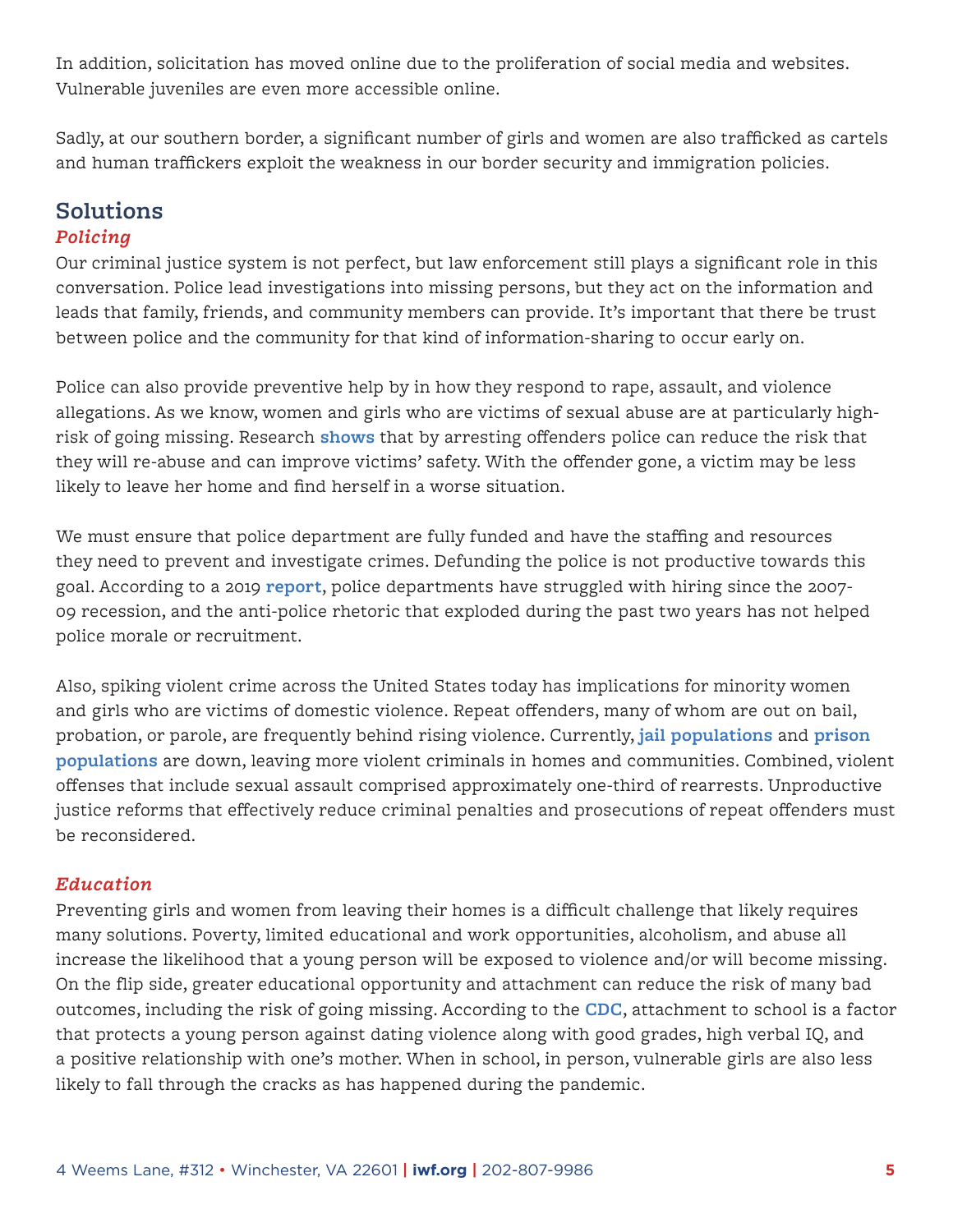In addition, solicitation has moved online due to the proliferation of social media and websites. Vulnerable juveniles are even more accessible online.

Sadly, at our southern border, a significant number of girls and women are also trafficked as cartels and human traffickers exploit the weakness in our border security and immigration policies.

## Solutions

### *Policing*

Our criminal justice system is not perfect, but law enforcement still plays a significant role in this conversation. Police lead investigations into missing persons, but they act on the information and leads that family, friends, and community members can provide. It's important that there be trust between police and the community for that kind of information-sharing to occur early on.

Police can also provide preventive help by in how they respond to rape, assault, and violence allegations. As we know, women and girls who are victims of sexual abuse are at particularly high-risk of going missing. Research **shows** that by arresting offenders police can reduce the risk that they will re-abuse and can improve victims' safety. With the offender gone, a victim may be less likely to leave her home and find herself in a worse situation.

We must ensure that police department are fully funded and have the staffing and resources they need to prevent and investigate crimes. Defunding the police is not productive towards this goal. According to a 2019 **report**, police departments have struggled with hiring since the 2007-09 recession, and the anti-police rhetoric that exploded during the past two years has not helped police morale or recruitment.

Also, spiking violent crime across the United States today has implications for minority women and girls who are victims of domestic violence. Repeat offenders, many of whom are out on bail, probation, or parole, are frequently behind rising violence. Currently, **jail populations** and **prison populations** are down, leaving more violent criminals in homes and communities. Combined, violent offenses that include sexual assault comprised approximately one-third of rearrests. Unproductive justice reforms that effectively reduce criminal penalties and prosecutions of repeat offenders must be reconsidered.

### *Education*

Preventing girls and women from leaving their homes is a difficult challenge that likely requires many solutions. Poverty, limited educational and work opportunities, alcoholism, and abuse all increase the likelihood that a young person will be exposed to violence and/or will become missing. On the flip side, greater educational opportunity and attachment can reduce the risk of many bad outcomes, including the risk of going missing. According to the **CDC**, attachment to school is a factor that protects a young person against dating violence along with good grades, high verbal IQ, and a positive relationship with one's mother. When in school, in person, vulnerable girls are also less likely to fall through the cracks as has happened during the pandemic.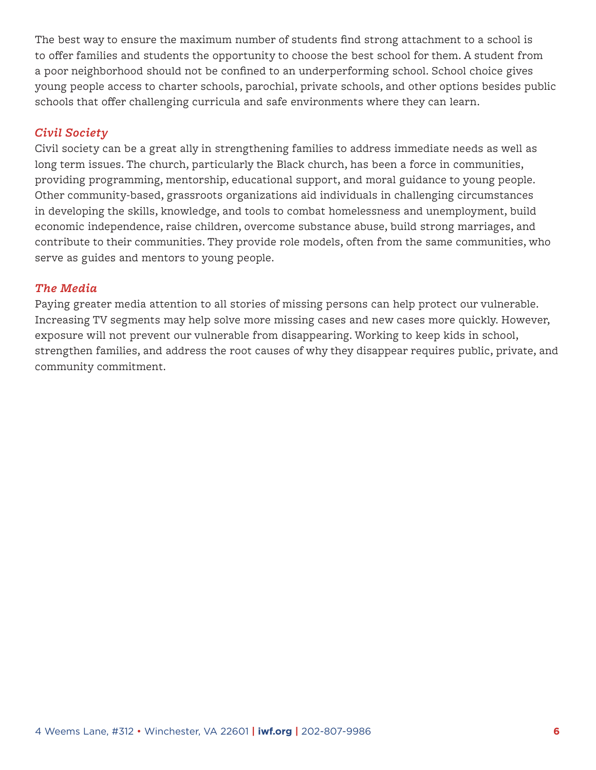The best way to ensure the maximum number of students find strong attachment to a school is to offer families and students the opportunity to choose the best school for them. A student from a poor neighborhood should not be confined to an underperforming school. School choice gives young people access to charter schools, parochial, private schools, and other options besides public schools that offer challenging curricula and safe environments where they can learn.

### *Civil Society*

Civil society can be a great ally in strengthening families to address immediate needs as well as long term issues. The church, particularly the Black church, has been a force in communities, providing programming, mentorship, educational support, and moral guidance to young people. Other community-based, grassroots organizations aid individuals in challenging circumstances in developing the skills, knowledge, and tools to combat homelessness and unemployment, build economic independence, raise children, overcome substance abuse, build strong marriages, and contribute to their communities. They provide role models, often from the same communities, who serve as guides and mentors to young people.

### *The Media*

Paying greater media attention to all stories of missing persons can help protect our vulnerable. Increasing TV segments may help solve more missing cases and new cases more quickly. However, exposure will not prevent our vulnerable from disappearing. Working to keep kids in school, strengthen families, and address the root causes of why they disappear requires public, private, and community commitment.